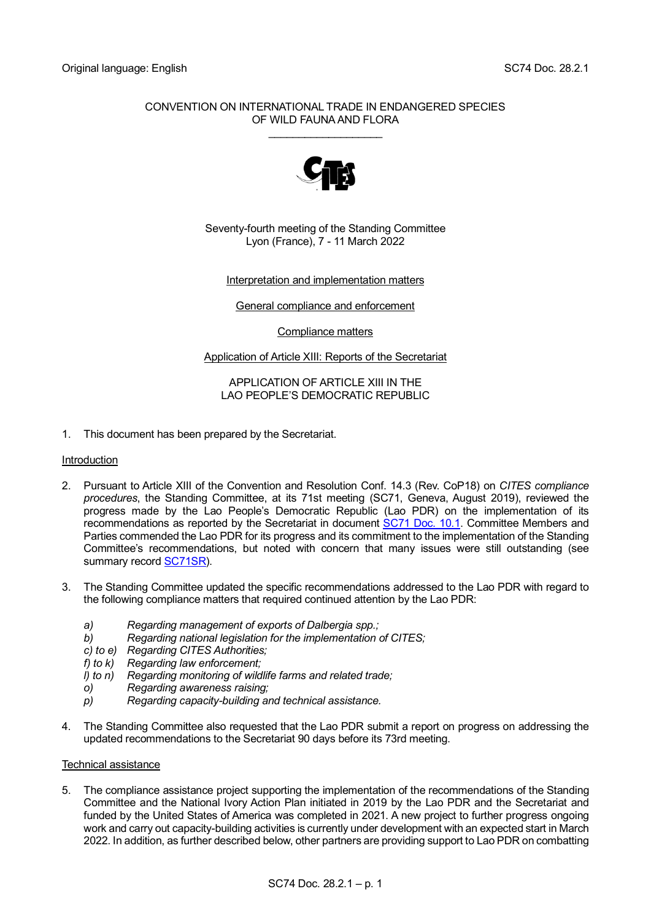Original language: English

SC74 Doc. 28.2.1

CONVENTION ON INTERNATIONAL TRADE IN ENDANGERED SPECIES OF WILD FAUNA AND FLORA

\_\_\_\_\_\_\_\_\_\_\_\_\_\_\_\_\_\_\_\_

Seventy-fourth meeting of the Standing Committee
Lyon (France), 7 - 11 March 2022

Interpretation and implementation matters

General compliance and enforcement

Compliance matters

Application of Article XIII: Reports of the Secretariat

APPLICATION OF ARTICLE XIII IN THE
LAO PEOPLE'S DEMOCRATIC REPUBLIC

1. This document has been prepared by the Secretariat.

Introduction

2. Pursuant to Article XIII of the Convention and Resolution Conf. 14.3 (Rev. CoP18) on *CITES compliance procedures*, the Standing Committee, at its 71st meeting (SC71, Geneva, August 2019), reviewed the progress made by the Lao People's Democratic Republic (Lao PDR) on the implementation of its recommendations as reported by the Secretariat in document SC71 Doc. 10.1. Committee Members and Parties commended the Lao PDR for its progress and its commitment to the implementation of the Standing Committee's recommendations, but noted with concern that many issues were still outstanding (see summary record SC71SR).

3. The Standing Committee updated the specific recommendations addressed to the Lao PDR with regard to the following compliance matters that required continued attention by the Lao PDR:

   a) *Regarding management of exports of Dalbergia spp.;*
   b) *Regarding national legislation for the implementation of CITES;*
   c) to e) *Regarding CITES Authorities;*
   f) to k) *Regarding law enforcement;*
   l) to n) *Regarding monitoring of wildlife farms and related trade;*
   o) *Regarding awareness raising;*
   p) *Regarding capacity-building and technical assistance.*

4. The Standing Committee also requested that the Lao PDR submit a report on progress on addressing the updated recommendations to the Secretariat 90 days before its 73rd meeting.

Technical assistance

5. The compliance assistance project supporting the implementation of the recommendations of the Standing Committee and the National Ivory Action Plan initiated in 2019 by the Lao PDR and the Secretariat and funded by the United States of America was completed in 2021. A new project to further progress ongoing work and carry out capacity-building activities is currently under development with an expected start in March 2022. In addition, as further described below, other partners are providing support to Lao PDR on combatting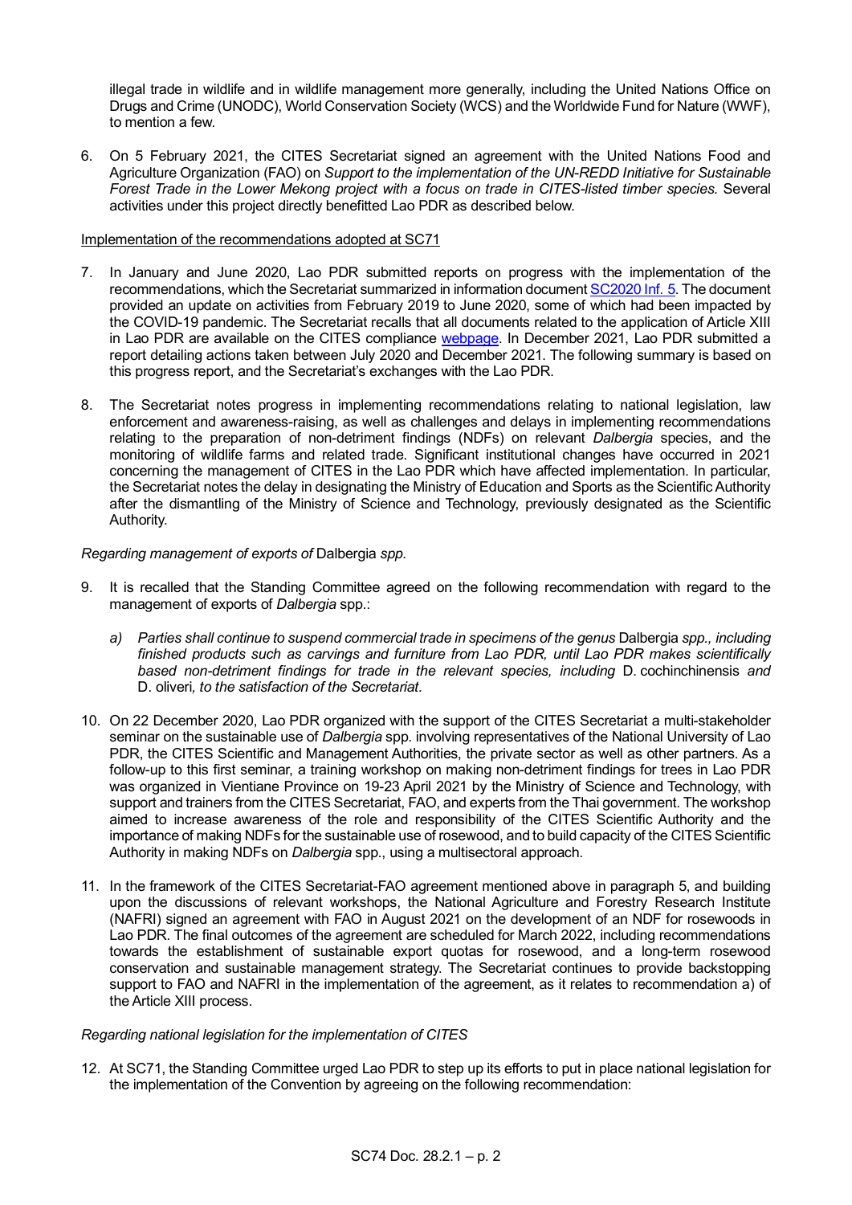illegal trade in wildlife and in wildlife management more generally, including the United Nations Office on Drugs and Crime (UNODC), World Conservation Society (WCS) and the Worldwide Fund for Nature (WWF), to mention a few.

6. On 5 February 2021, the CITES Secretariat signed an agreement with the United Nations Food and Agriculture Organization (FAO) on *Support to the implementation of the UN-REDD Initiative for Sustainable Forest Trade in the Lower Mekong project with a focus on trade in CITES-listed timber species.* Several activities under this project directly benefitted Lao PDR as described below.

Implementation of the recommendations adopted at SC71

7. In January and June 2020, Lao PDR submitted reports on progress with the implementation of the recommendations, which the Secretariat summarized in information document [SC2020 Inf. 5](). The document provided an update on activities from February 2019 to June 2020, some of which had been impacted by the COVID-19 pandemic. The Secretariat recalls that all documents related to the application of Article XIII in Lao PDR are available on the CITES compliance [webpage](). In December 2021, Lao PDR submitted a report detailing actions taken between July 2020 and December 2021. The following summary is based on this progress report, and the Secretariat's exchanges with the Lao PDR.

8. The Secretariat notes progress in implementing recommendations relating to national legislation, law enforcement and awareness-raising, as well as challenges and delays in implementing recommendations relating to the preparation of non-detriment findings (NDFs) on relevant *Dalbergia* species, and the monitoring of wildlife farms and related trade. Significant institutional changes have occurred in 2021 concerning the management of CITES in the Lao PDR which have affected implementation. In particular, the Secretariat notes the delay in designating the Ministry of Education and Sports as the Scientific Authority after the dismantling of the Ministry of Science and Technology, previously designated as the Scientific Authority.

*Regarding management of exports of* Dalbergia *spp.*

9. It is recalled that the Standing Committee agreed on the following recommendation with regard to the management of exports of *Dalbergia* spp.:

   a) *Parties shall continue to suspend commercial trade in specimens of the genus* Dalbergia *spp., including finished products such as carvings and furniture from Lao PDR, until Lao PDR makes scientifically based non-detriment findings for trade in the relevant species, including* D. cochinchinensis *and* D. oliveri*, to the satisfaction of the Secretariat.*

10. On 22 December 2020, Lao PDR organized with the support of the CITES Secretariat a multi-stakeholder seminar on the sustainable use of *Dalbergia* spp. involving representatives of the National University of Lao PDR, the CITES Scientific and Management Authorities, the private sector as well as other partners. As a follow-up to this first seminar, a training workshop on making non-detriment findings for trees in Lao PDR was organized in Vientiane Province on 19-23 April 2021 by the Ministry of Science and Technology, with support and trainers from the CITES Secretariat, FAO, and experts from the Thai government. The workshop aimed to increase awareness of the role and responsibility of the CITES Scientific Authority and the importance of making NDFs for the sustainable use of rosewood, and to build capacity of the CITES Scientific Authority in making NDFs on *Dalbergia* spp., using a multisectoral approach.

11. In the framework of the CITES Secretariat-FAO agreement mentioned above in paragraph 5, and building upon the discussions of relevant workshops, the National Agriculture and Forestry Research Institute (NAFRI) signed an agreement with FAO in August 2021 on the development of an NDF for rosewoods in Lao PDR. The final outcomes of the agreement are scheduled for March 2022, including recommendations towards the establishment of sustainable export quotas for rosewood, and a long-term rosewood conservation and sustainable management strategy. The Secretariat continues to provide backstopping support to FAO and NAFRI in the implementation of the agreement, as it relates to recommendation a) of the Article XIII process.

*Regarding national legislation for the implementation of CITES*

12. At SC71, the Standing Committee urged Lao PDR to step up its efforts to put in place national legislation for the implementation of the Convention by agreeing on the following recommendation: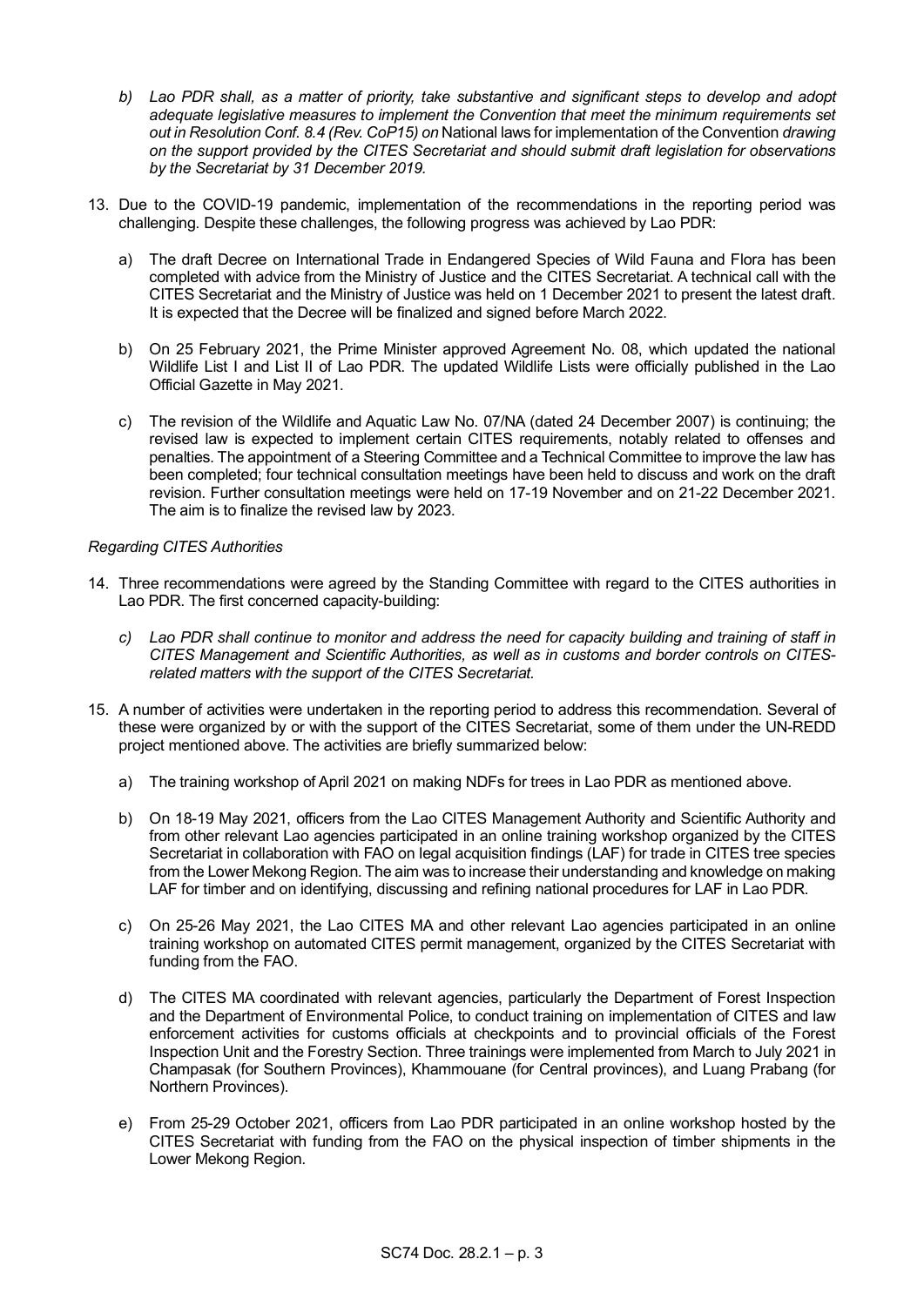*b) Lao PDR shall, as a matter of priority, take substantive and significant steps to develop and adopt adequate legislative measures to implement the Convention that meet the minimum requirements set out in Resolution Conf. 8.4 (Rev. CoP15) on* National laws for implementation of the Convention *drawing on the support provided by the CITES Secretariat and should submit draft legislation for observations by the Secretariat by 31 December 2019.*

13. Due to the COVID-19 pandemic, implementation of the recommendations in the reporting period was challenging. Despite these challenges, the following progress was achieved by Lao PDR:

    a) The draft Decree on International Trade in Endangered Species of Wild Fauna and Flora has been completed with advice from the Ministry of Justice and the CITES Secretariat. A technical call with the CITES Secretariat and the Ministry of Justice was held on 1 December 2021 to present the latest draft. It is expected that the Decree will be finalized and signed before March 2022.

    b) On 25 February 2021, the Prime Minister approved Agreement No. 08, which updated the national Wildlife List I and List II of Lao PDR. The updated Wildlife Lists were officially published in the Lao Official Gazette in May 2021.

    c) The revision of the Wildlife and Aquatic Law No. 07/NA (dated 24 December 2007) is continuing; the revised law is expected to implement certain CITES requirements, notably related to offenses and penalties. The appointment of a Steering Committee and a Technical Committee to improve the law has been completed; four technical consultation meetings have been held to discuss and work on the draft revision. Further consultation meetings were held on 17-19 November and on 21-22 December 2021. The aim is to finalize the revised law by 2023.

*Regarding CITES Authorities*

14. Three recommendations were agreed by the Standing Committee with regard to the CITES authorities in Lao PDR. The first concerned capacity-building:

    *c) Lao PDR shall continue to monitor and address the need for capacity building and training of staff in CITES Management and Scientific Authorities, as well as in customs and border controls on CITES-related matters with the support of the CITES Secretariat.*

15. A number of activities were undertaken in the reporting period to address this recommendation. Several of these were organized by or with the support of the CITES Secretariat, some of them under the UN-REDD project mentioned above. The activities are briefly summarized below:

    a) The training workshop of April 2021 on making NDFs for trees in Lao PDR as mentioned above.

    b) On 18-19 May 2021, officers from the Lao CITES Management Authority and Scientific Authority and from other relevant Lao agencies participated in an online training workshop organized by the CITES Secretariat in collaboration with FAO on legal acquisition findings (LAF) for trade in CITES tree species from the Lower Mekong Region. The aim was to increase their understanding and knowledge on making LAF for timber and on identifying, discussing and refining national procedures for LAF in Lao PDR.

    c) On 25-26 May 2021, the Lao CITES MA and other relevant Lao agencies participated in an online training workshop on automated CITES permit management, organized by the CITES Secretariat with funding from the FAO.

    d) The CITES MA coordinated with relevant agencies, particularly the Department of Forest Inspection and the Department of Environmental Police, to conduct training on implementation of CITES and law enforcement activities for customs officials at checkpoints and to provincial officials of the Forest Inspection Unit and the Forestry Section. Three trainings were implemented from March to July 2021 in Champasak (for Southern Provinces), Khammouane (for Central provinces), and Luang Prabang (for Northern Provinces).

    e) From 25-29 October 2021, officers from Lao PDR participated in an online workshop hosted by the CITES Secretariat with funding from the FAO on the physical inspection of timber shipments in the Lower Mekong Region.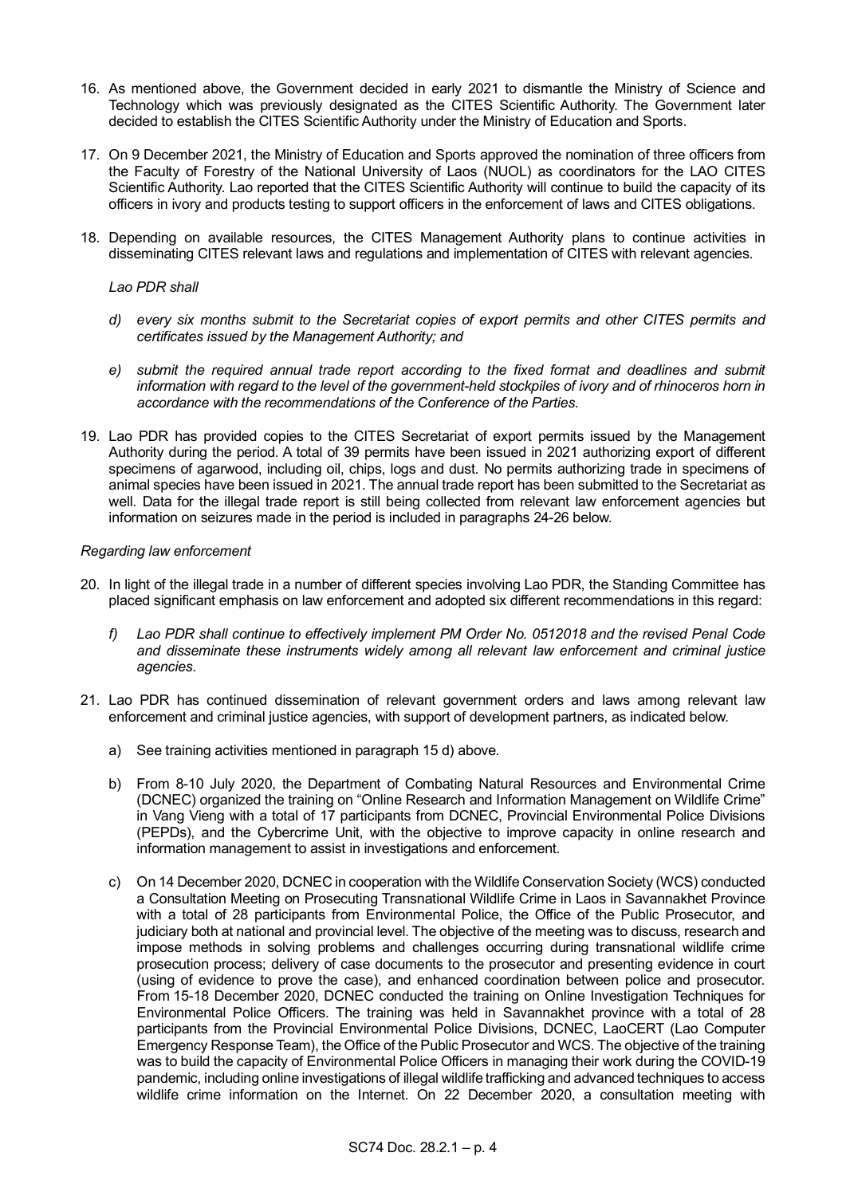16. As mentioned above, the Government decided in early 2021 to dismantle the Ministry of Science and Technology which was previously designated as the CITES Scientific Authority. The Government later decided to establish the CITES Scientific Authority under the Ministry of Education and Sports.

17. On 9 December 2021, the Ministry of Education and Sports approved the nomination of three officers from the Faculty of Forestry of the National University of Laos (NUOL) as coordinators for the LAO CITES Scientific Authority. Lao reported that the CITES Scientific Authority will continue to build the capacity of its officers in ivory and products testing to support officers in the enforcement of laws and CITES obligations.

18. Depending on available resources, the CITES Management Authority plans to continue activities in disseminating CITES relevant laws and regulations and implementation of CITES with relevant agencies.

*Lao PDR shall*

*d) every six months submit to the Secretariat copies of export permits and other CITES permits and certificates issued by the Management Authority; and*

*e) submit the required annual trade report according to the fixed format and deadlines and submit information with regard to the level of the government-held stockpiles of ivory and of rhinoceros horn in accordance with the recommendations of the Conference of the Parties.*

19. Lao PDR has provided copies to the CITES Secretariat of export permits issued by the Management Authority during the period. A total of 39 permits have been issued in 2021 authorizing export of different specimens of agarwood, including oil, chips, logs and dust. No permits authorizing trade in specimens of animal species have been issued in 2021. The annual trade report has been submitted to the Secretariat as well. Data for the illegal trade report is still being collected from relevant law enforcement agencies but information on seizures made in the period is included in paragraphs 24-26 below.

*Regarding law enforcement*

20. In light of the illegal trade in a number of different species involving Lao PDR, the Standing Committee has placed significant emphasis on law enforcement and adopted six different recommendations in this regard:

    *f) Lao PDR shall continue to effectively implement PM Order No. 0512018 and the revised Penal Code and disseminate these instruments widely among all relevant law enforcement and criminal justice agencies.*

21. Lao PDR has continued dissemination of relevant government orders and laws among relevant law enforcement and criminal justice agencies, with support of development partners, as indicated below.

    a) See training activities mentioned in paragraph 15 d) above.

    b) From 8-10 July 2020, the Department of Combating Natural Resources and Environmental Crime (DCNEC) organized the training on "Online Research and Information Management on Wildlife Crime" in Vang Vieng with a total of 17 participants from DCNEC, Provincial Environmental Police Divisions (PEPDs), and the Cybercrime Unit, with the objective to improve capacity in online research and information management to assist in investigations and enforcement.

    c) On 14 December 2020, DCNEC in cooperation with the Wildlife Conservation Society (WCS) conducted a Consultation Meeting on Prosecuting Transnational Wildlife Crime in Laos in Savannakhet Province with a total of 28 participants from Environmental Police, the Office of the Public Prosecutor, and judiciary both at national and provincial level. The objective of the meeting was to discuss, research and impose methods in solving problems and challenges occurring during transnational wildlife crime prosecution process; delivery of case documents to the prosecutor and presenting evidence in court (using of evidence to prove the case), and enhanced coordination between police and prosecutor. From 15-18 December 2020, DCNEC conducted the training on Online Investigation Techniques for Environmental Police Officers. The training was held in Savannakhet province with a total of 28 participants from the Provincial Environmental Police Divisions, DCNEC, LaoCERT (Lao Computer Emergency Response Team), the Office of the Public Prosecutor and WCS. The objective of the training was to build the capacity of Environmental Police Officers in managing their work during the COVID-19 pandemic, including online investigations of illegal wildlife trafficking and advanced techniques to access wildlife crime information on the Internet. On 22 December 2020, a consultation meeting with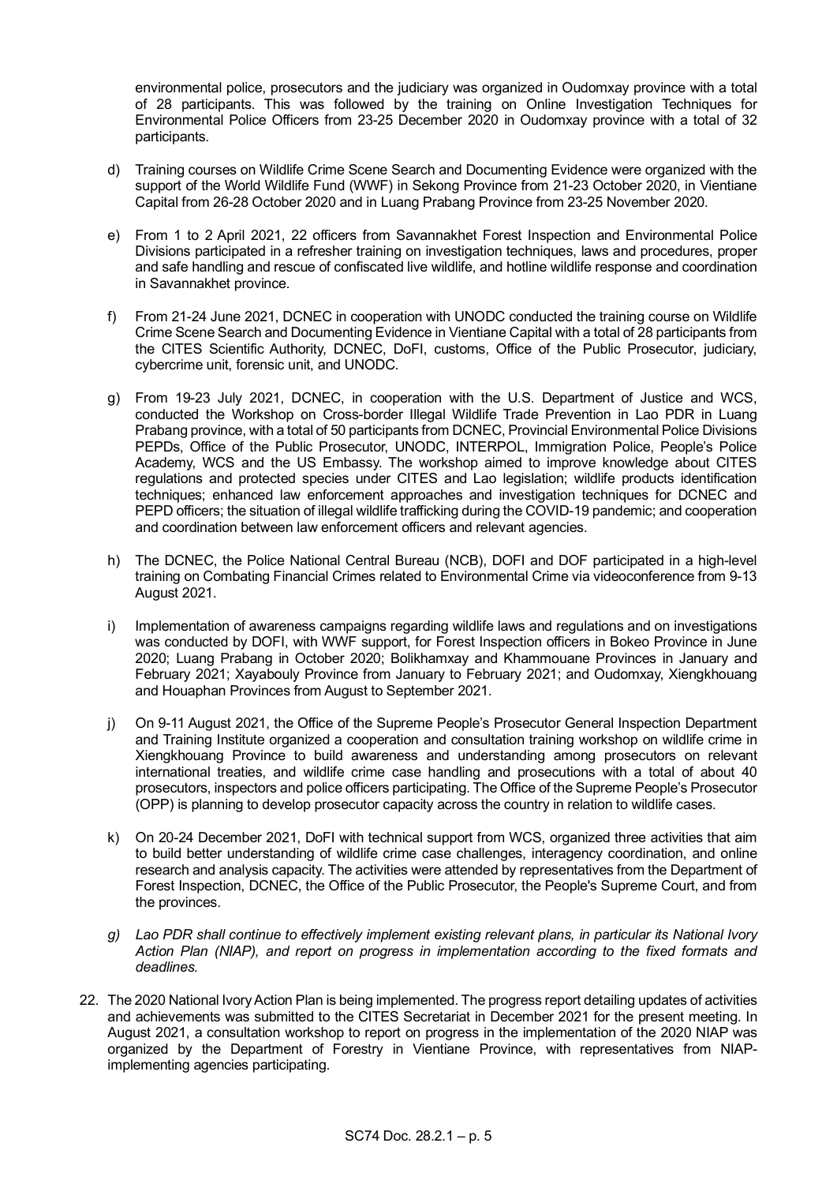environmental police, prosecutors and the judiciary was organized in Oudomxay province with a total of 28 participants. This was followed by the training on Online Investigation Techniques for Environmental Police Officers from 23-25 December 2020 in Oudomxay province with a total of 32 participants.

d) Training courses on Wildlife Crime Scene Search and Documenting Evidence were organized with the support of the World Wildlife Fund (WWF) in Sekong Province from 21-23 October 2020, in Vientiane Capital from 26-28 October 2020 and in Luang Prabang Province from 23-25 November 2020.

e) From 1 to 2 April 2021, 22 officers from Savannakhet Forest Inspection and Environmental Police Divisions participated in a refresher training on investigation techniques, laws and procedures, proper and safe handling and rescue of confiscated live wildlife, and hotline wildlife response and coordination in Savannakhet province.

f) From 21-24 June 2021, DCNEC in cooperation with UNODC conducted the training course on Wildlife Crime Scene Search and Documenting Evidence in Vientiane Capital with a total of 28 participants from the CITES Scientific Authority, DCNEC, DoFI, customs, Office of the Public Prosecutor, judiciary, cybercrime unit, forensic unit, and UNODC.

g) From 19-23 July 2021, DCNEC, in cooperation with the U.S. Department of Justice and WCS, conducted the Workshop on Cross-border Illegal Wildlife Trade Prevention in Lao PDR in Luang Prabang province, with a total of 50 participants from DCNEC, Provincial Environmental Police Divisions PEPDs, Office of the Public Prosecutor, UNODC, INTERPOL, Immigration Police, People's Police Academy, WCS and the US Embassy. The workshop aimed to improve knowledge about CITES regulations and protected species under CITES and Lao legislation; wildlife products identification techniques; enhanced law enforcement approaches and investigation techniques for DCNEC and PEPD officers; the situation of illegal wildlife trafficking during the COVID-19 pandemic; and cooperation and coordination between law enforcement officers and relevant agencies.

h) The DCNEC, the Police National Central Bureau (NCB), DOFI and DOF participated in a high-level training on Combating Financial Crimes related to Environmental Crime via videoconference from 9-13 August 2021.

i) Implementation of awareness campaigns regarding wildlife laws and regulations and on investigations was conducted by DOFI, with WWF support, for Forest Inspection officers in Bokeo Province in June 2020; Luang Prabang in October 2020; Bolikhamxay and Khammouane Provinces in January and February 2021; Xayabouly Province from January to February 2021; and Oudomxay, Xiengkhouang and Houaphan Provinces from August to September 2021.

j) On 9-11 August 2021, the Office of the Supreme People's Prosecutor General Inspection Department and Training Institute organized a cooperation and consultation training workshop on wildlife crime in Xiengkhouang Province to build awareness and understanding among prosecutors on relevant international treaties, and wildlife crime case handling and prosecutions with a total of about 40 prosecutors, inspectors and police officers participating. The Office of the Supreme People's Prosecutor (OPP) is planning to develop prosecutor capacity across the country in relation to wildlife cases.

k) On 20-24 December 2021, DoFI with technical support from WCS, organized three activities that aim to build better understanding of wildlife crime case challenges, interagency coordination, and online research and analysis capacity. The activities were attended by representatives from the Department of Forest Inspection, DCNEC, the Office of the Public Prosecutor, the People's Supreme Court, and from the provinces.

*g) Lao PDR shall continue to effectively implement existing relevant plans, in particular its National Ivory Action Plan (NIAP), and report on progress in implementation according to the fixed formats and deadlines.*

22. The 2020 National Ivory Action Plan is being implemented. The progress report detailing updates of activities and achievements was submitted to the CITES Secretariat in December 2021 for the present meeting. In August 2021, a consultation workshop to report on progress in the implementation of the 2020 NIAP was organized by the Department of Forestry in Vientiane Province, with representatives from NIAP-implementing agencies participating.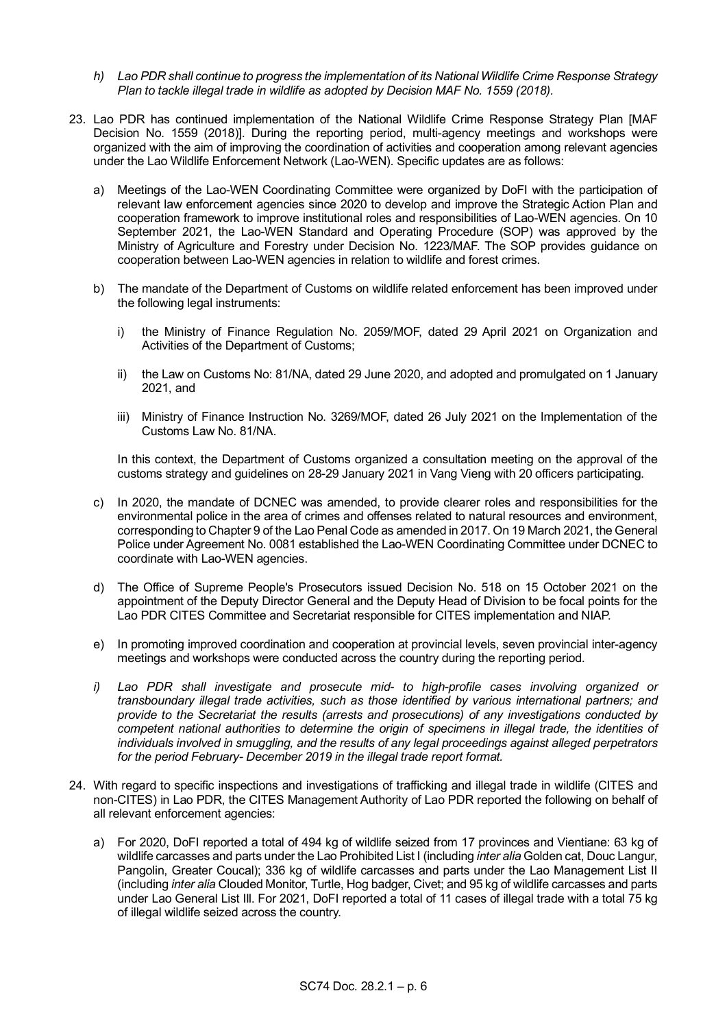*h) Lao PDR shall continue to progress the implementation of its National Wildlife Crime Response Strategy Plan to tackle illegal trade in wildlife as adopted by Decision MAF No. 1559 (2018).*

23. Lao PDR has continued implementation of the National Wildlife Crime Response Strategy Plan [MAF Decision No. 1559 (2018)]. During the reporting period, multi-agency meetings and workshops were organized with the aim of improving the coordination of activities and cooperation among relevant agencies under the Lao Wildlife Enforcement Network (Lao-WEN). Specific updates are as follows:

    a) Meetings of the Lao-WEN Coordinating Committee were organized by DoFI with the participation of relevant law enforcement agencies since 2020 to develop and improve the Strategic Action Plan and cooperation framework to improve institutional roles and responsibilities of Lao-WEN agencies. On 10 September 2021, the Lao-WEN Standard and Operating Procedure (SOP) was approved by the Ministry of Agriculture and Forestry under Decision No. 1223/MAF. The SOP provides guidance on cooperation between Lao-WEN agencies in relation to wildlife and forest crimes.

    b) The mandate of the Department of Customs on wildlife related enforcement has been improved under the following legal instruments:

        i) the Ministry of Finance Regulation No. 2059/MOF, dated 29 April 2021 on Organization and Activities of the Department of Customs;

        ii) the Law on Customs No: 81/NA, dated 29 June 2020, and adopted and promulgated on 1 January 2021, and

        iii) Ministry of Finance Instruction No. 3269/MOF, dated 26 July 2021 on the Implementation of the Customs Law No. 81/NA.

    In this context, the Department of Customs organized a consultation meeting on the approval of the customs strategy and guidelines on 28-29 January 2021 in Vang Vieng with 20 officers participating.

    c) In 2020, the mandate of DCNEC was amended, to provide clearer roles and responsibilities for the environmental police in the area of crimes and offenses related to natural resources and environment, corresponding to Chapter 9 of the Lao Penal Code as amended in 2017. On 19 March 2021, the General Police under Agreement No. 0081 established the Lao-WEN Coordinating Committee under DCNEC to coordinate with Lao-WEN agencies.

    d) The Office of Supreme People's Prosecutors issued Decision No. 518 on 15 October 2021 on the appointment of the Deputy Director General and the Deputy Head of Division to be focal points for the Lao PDR CITES Committee and Secretariat responsible for CITES implementation and NIAP.

    e) In promoting improved coordination and cooperation at provincial levels, seven provincial inter-agency meetings and workshops were conducted across the country during the reporting period.

*i) Lao PDR shall investigate and prosecute mid- to high-profile cases involving organized or transboundary illegal trade activities, such as those identified by various international partners; and provide to the Secretariat the results (arrests and prosecutions) of any investigations conducted by competent national authorities to determine the origin of specimens in illegal trade, the identities of individuals involved in smuggling, and the results of any legal proceedings against alleged perpetrators for the period February- December 2019 in the illegal trade report format.*

24. With regard to specific inspections and investigations of trafficking and illegal trade in wildlife (CITES and non-CITES) in Lao PDR, the CITES Management Authority of Lao PDR reported the following on behalf of all relevant enforcement agencies:

    a) For 2020, DoFI reported a total of 494 kg of wildlife seized from 17 provinces and Vientiane: 63 kg of wildlife carcasses and parts under the Lao Prohibited List I (including *inter alia* Golden cat, Douc Langur, Pangolin, Greater Coucal); 336 kg of wildlife carcasses and parts under the Lao Management List II (including *inter alia* Clouded Monitor, Turtle, Hog badger, Civet; and 95 kg of wildlife carcasses and parts under Lao General List III. For 2021, DoFI reported a total of 11 cases of illegal trade with a total 75 kg of illegal wildlife seized across the country.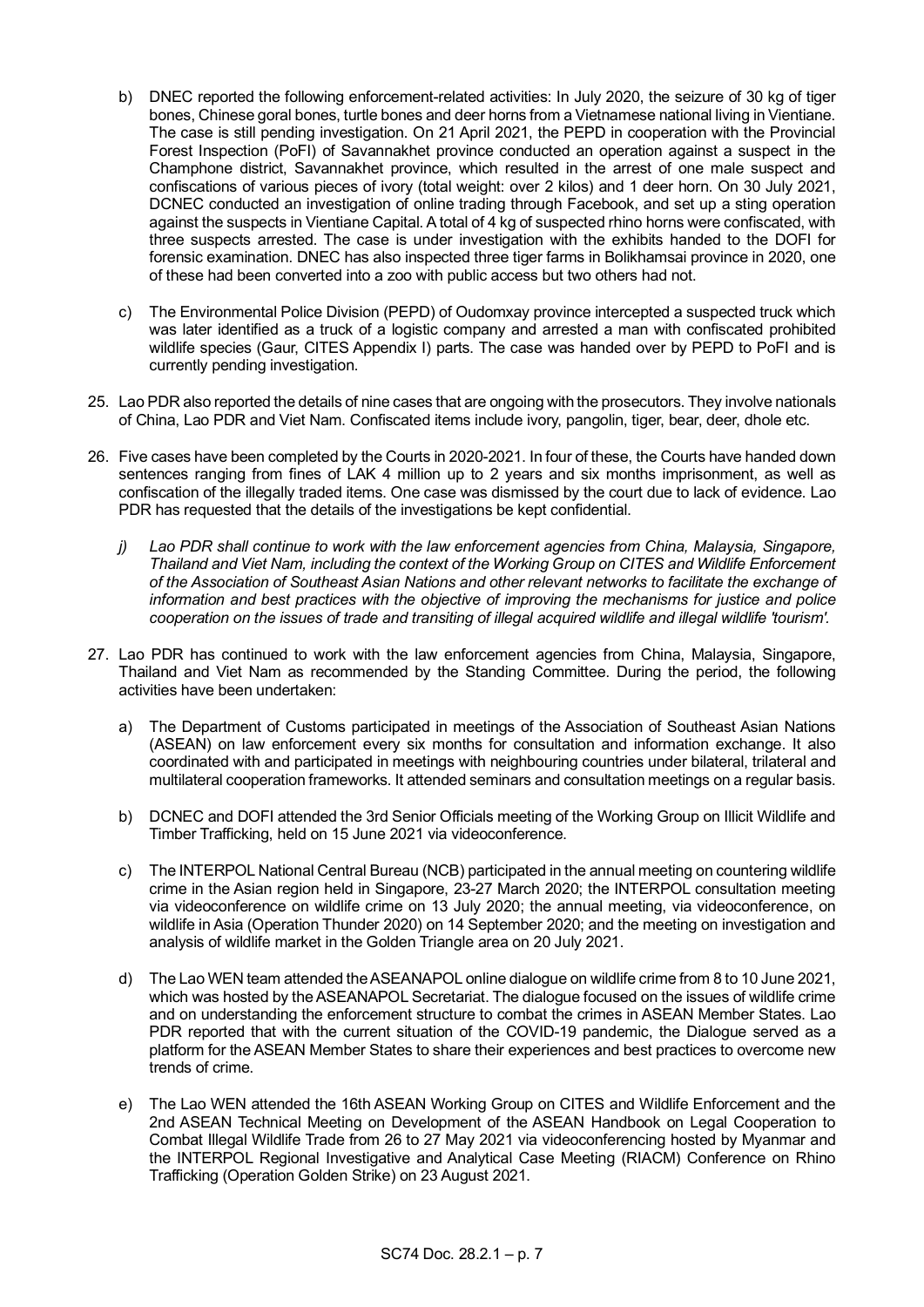b) DNEC reported the following enforcement-related activities: In July 2020, the seizure of 30 kg of tiger bones, Chinese goral bones, turtle bones and deer horns from a Vietnamese national living in Vientiane. The case is still pending investigation. On 21 April 2021, the PEPD in cooperation with the Provincial Forest Inspection (PoFI) of Savannakhet province conducted an operation against a suspect in the Champhone district, Savannakhet province, which resulted in the arrest of one male suspect and confiscations of various pieces of ivory (total weight: over 2 kilos) and 1 deer horn. On 30 July 2021, DCNEC conducted an investigation of online trading through Facebook, and set up a sting operation against the suspects in Vientiane Capital. A total of 4 kg of suspected rhino horns were confiscated, with three suspects arrested. The case is under investigation with the exhibits handed to the DOFI for forensic examination. DNEC has also inspected three tiger farms in Bolikhamsai province in 2020, one of these had been converted into a zoo with public access but two others had not.

c) The Environmental Police Division (PEPD) of Oudomxay province intercepted a suspected truck which was later identified as a truck of a logistic company and arrested a man with confiscated prohibited wildlife species (Gaur, CITES Appendix I) parts. The case was handed over by PEPD to PoFI and is currently pending investigation.

25. Lao PDR also reported the details of nine cases that are ongoing with the prosecutors. They involve nationals of China, Lao PDR and Viet Nam. Confiscated items include ivory, pangolin, tiger, bear, deer, dhole etc.

26. Five cases have been completed by the Courts in 2020-2021. In four of these, the Courts have handed down sentences ranging from fines of LAK 4 million up to 2 years and six months imprisonment, as well as confiscation of the illegally traded items. One case was dismissed by the court due to lack of evidence. Lao PDR has requested that the details of the investigations be kept confidential.

*j) Lao PDR shall continue to work with the law enforcement agencies from China, Malaysia, Singapore, Thailand and Viet Nam, including the context of the Working Group on CITES and Wildlife Enforcement of the Association of Southeast Asian Nations and other relevant networks to facilitate the exchange of information and best practices with the objective of improving the mechanisms for justice and police cooperation on the issues of trade and transiting of illegal acquired wildlife and illegal wildlife 'tourism'.*

27. Lao PDR has continued to work with the law enforcement agencies from China, Malaysia, Singapore, Thailand and Viet Nam as recommended by the Standing Committee. During the period, the following activities have been undertaken:

a) The Department of Customs participated in meetings of the Association of Southeast Asian Nations (ASEAN) on law enforcement every six months for consultation and information exchange. It also coordinated with and participated in meetings with neighbouring countries under bilateral, trilateral and multilateral cooperation frameworks. It attended seminars and consultation meetings on a regular basis.

b) DCNEC and DOFI attended the 3rd Senior Officials meeting of the Working Group on Illicit Wildlife and Timber Trafficking, held on 15 June 2021 via videoconference.

c) The INTERPOL National Central Bureau (NCB) participated in the annual meeting on countering wildlife crime in the Asian region held in Singapore, 23-27 March 2020; the INTERPOL consultation meeting via videoconference on wildlife crime on 13 July 2020; the annual meeting, via videoconference, on wildlife in Asia (Operation Thunder 2020) on 14 September 2020; and the meeting on investigation and analysis of wildlife market in the Golden Triangle area on 20 July 2021.

d) The Lao WEN team attended the ASEANAPOL online dialogue on wildlife crime from 8 to 10 June 2021, which was hosted by the ASEANAPOL Secretariat. The dialogue focused on the issues of wildlife crime and on understanding the enforcement structure to combat the crimes in ASEAN Member States. Lao PDR reported that with the current situation of the COVID-19 pandemic, the Dialogue served as a platform for the ASEAN Member States to share their experiences and best practices to overcome new trends of crime.

e) The Lao WEN attended the 16th ASEAN Working Group on CITES and Wildlife Enforcement and the 2nd ASEAN Technical Meeting on Development of the ASEAN Handbook on Legal Cooperation to Combat Illegal Wildlife Trade from 26 to 27 May 2021 via videoconferencing hosted by Myanmar and the INTERPOL Regional Investigative and Analytical Case Meeting (RIACM) Conference on Rhino Trafficking (Operation Golden Strike) on 23 August 2021.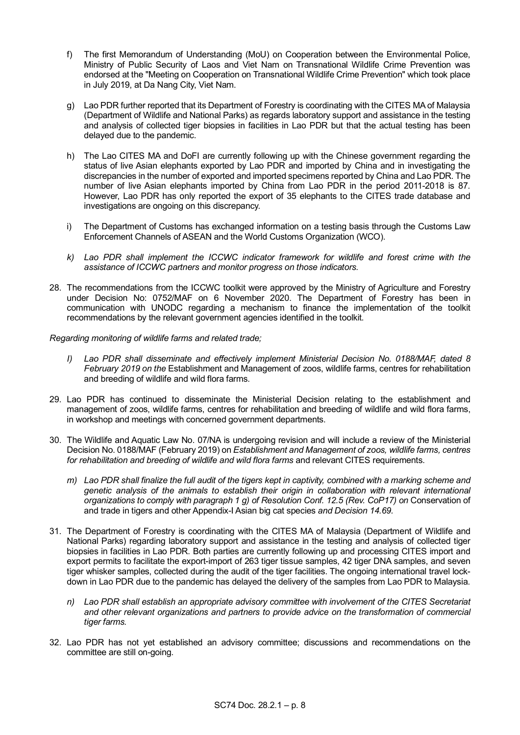f) The first Memorandum of Understanding (MoU) on Cooperation between the Environmental Police, Ministry of Public Security of Laos and Viet Nam on Transnational Wildlife Crime Prevention was endorsed at the "Meeting on Cooperation on Transnational Wildlife Crime Prevention" which took place in July 2019, at Da Nang City, Viet Nam.

g) Lao PDR further reported that its Department of Forestry is coordinating with the CITES MA of Malaysia (Department of Wildlife and National Parks) as regards laboratory support and assistance in the testing and analysis of collected tiger biopsies in facilities in Lao PDR but that the actual testing has been delayed due to the pandemic.

h) The Lao CITES MA and DoFI are currently following up with the Chinese government regarding the status of live Asian elephants exported by Lao PDR and imported by China and in investigating the discrepancies in the number of exported and imported specimens reported by China and Lao PDR. The number of live Asian elephants imported by China from Lao PDR in the period 2011-2018 is 87. However, Lao PDR has only reported the export of 35 elephants to the CITES trade database and investigations are ongoing on this discrepancy.

i) The Department of Customs has exchanged information on a testing basis through the Customs Law Enforcement Channels of ASEAN and the World Customs Organization (WCO).

*k) Lao PDR shall implement the ICCWC indicator framework for wildlife and forest crime with the assistance of ICCWC partners and monitor progress on those indicators.*

28. The recommendations from the ICCWC toolkit were approved by the Ministry of Agriculture and Forestry under Decision No: 0752/MAF on 6 November 2020. The Department of Forestry has been in communication with UNODC regarding a mechanism to finance the implementation of the toolkit recommendations by the relevant government agencies identified in the toolkit.

*Regarding monitoring of wildlife farms and related trade;*

*l) Lao PDR shall disseminate and effectively implement Ministerial Decision No. 0188/MAF, dated 8 February 2019 on the* Establishment and Management of zoos, wildlife farms, centres for rehabilitation and breeding of wildlife and wild flora farms.

29. Lao PDR has continued to disseminate the Ministerial Decision relating to the establishment and management of zoos, wildlife farms, centres for rehabilitation and breeding of wildlife and wild flora farms, in workshop and meetings with concerned government departments.

30. The Wildlife and Aquatic Law No. 07/NA is undergoing revision and will include a review of the Ministerial Decision No. 0188/MAF (February 2019) on *Establishment and Management of zoos, wildlife farms, centres for rehabilitation and breeding of wildlife and wild flora farms* and relevant CITES requirements.

*m) Lao PDR shall finalize the full audit of the tigers kept in captivity, combined with a marking scheme and genetic analysis of the animals to establish their origin in collaboration with relevant international organizations to comply with paragraph 1 g) of Resolution Conf. 12.5 (Rev. CoP17) on* Conservation of and trade in tigers and other Appendix-I Asian big cat species *and Decision 14.69.*

31. The Department of Forestry is coordinating with the CITES MA of Malaysia (Department of Wildlife and National Parks) regarding laboratory support and assistance in the testing and analysis of collected tiger biopsies in facilities in Lao PDR. Both parties are currently following up and processing CITES import and export permits to facilitate the export-import of 263 tiger tissue samples, 42 tiger DNA samples, and seven tiger whisker samples, collected during the audit of the tiger facilities. The ongoing international travel lock-down in Lao PDR due to the pandemic has delayed the delivery of the samples from Lao PDR to Malaysia.

*n) Lao PDR shall establish an appropriate advisory committee with involvement of the CITES Secretariat and other relevant organizations and partners to provide advice on the transformation of commercial tiger farms.*

32. Lao PDR has not yet established an advisory committee; discussions and recommendations on the committee are still on-going.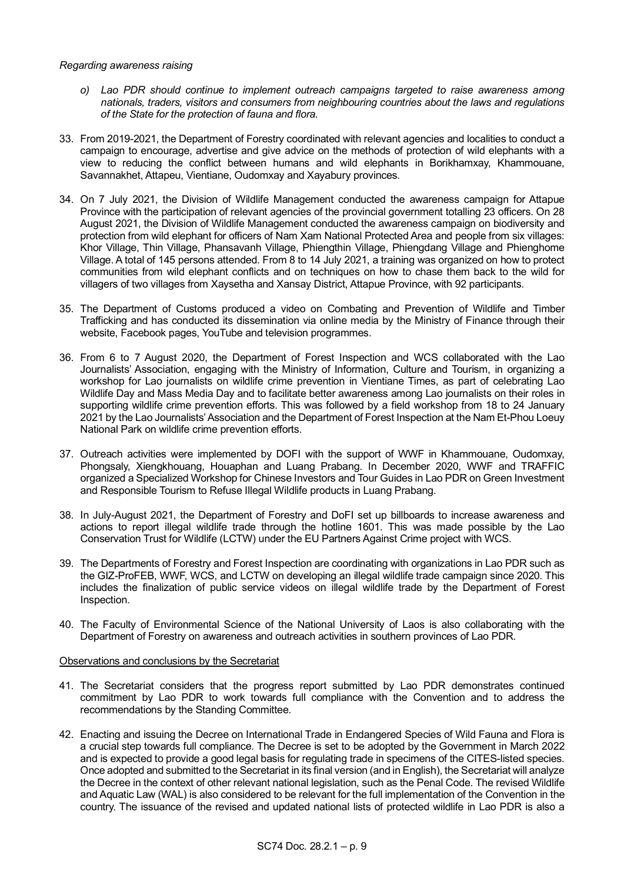*Regarding awareness raising*

*o) Lao PDR should continue to implement outreach campaigns targeted to raise awareness among nationals, traders, visitors and consumers from neighbouring countries about the laws and regulations of the State for the protection of fauna and flora.*

33. From 2019-2021, the Department of Forestry coordinated with relevant agencies and localities to conduct a campaign to encourage, advertise and give advice on the methods of protection of wild elephants with a view to reducing the conflict between humans and wild elephants in Borikhamxay, Khammouane, Savannakhet, Attapeu, Vientiane, Oudomxay and Xayabury provinces.

34. On 7 July 2021, the Division of Wildlife Management conducted the awareness campaign for Attapue Province with the participation of relevant agencies of the provincial government totalling 23 officers. On 28 August 2021, the Division of Wildlife Management conducted the awareness campaign on biodiversity and protection from wild elephant for officers of Nam Xam National Protected Area and people from six villages: Khor Village, Thin Village, Phansavanh Village, Phiengthin Village, Phiengdang Village and Phienghome Village. A total of 145 persons attended. From 8 to 14 July 2021, a training was organized on how to protect communities from wild elephant conflicts and on techniques on how to chase them back to the wild for villagers of two villages from Xaysetha and Xansay District, Attapue Province, with 92 participants.

35. The Department of Customs produced a video on Combating and Prevention of Wildlife and Timber Trafficking and has conducted its dissemination via online media by the Ministry of Finance through their website, Facebook pages, YouTube and television programmes.

36. From 6 to 7 August 2020, the Department of Forest Inspection and WCS collaborated with the Lao Journalists' Association, engaging with the Ministry of Information, Culture and Tourism, in organizing a workshop for Lao journalists on wildlife crime prevention in Vientiane Times, as part of celebrating Lao Wildlife Day and Mass Media Day and to facilitate better awareness among Lao journalists on their roles in supporting wildlife crime prevention efforts. This was followed by a field workshop from 18 to 24 January 2021 by the Lao Journalists' Association and the Department of Forest Inspection at the Nam Et-Phou Loeuy National Park on wildlife crime prevention efforts.

37. Outreach activities were implemented by DOFI with the support of WWF in Khammouane, Oudomxay, Phongsaly, Xiengkhouang, Houaphan and Luang Prabang. In December 2020, WWF and TRAFFIC organized a Specialized Workshop for Chinese Investors and Tour Guides in Lao PDR on Green Investment and Responsible Tourism to Refuse Illegal Wildlife products in Luang Prabang.

38. In July-August 2021, the Department of Forestry and DoFI set up billboards to increase awareness and actions to report illegal wildlife trade through the hotline 1601. This was made possible by the Lao Conservation Trust for Wildlife (LCTW) under the EU Partners Against Crime project with WCS.

39. The Departments of Forestry and Forest Inspection are coordinating with organizations in Lao PDR such as the GIZ-ProFEB, WWF, WCS, and LCTW on developing an illegal wildlife trade campaign since 2020. This includes the finalization of public service videos on illegal wildlife trade by the Department of Forest Inspection.

40. The Faculty of Environmental Science of the National University of Laos is also collaborating with the Department of Forestry on awareness and outreach activities in southern provinces of Lao PDR.

Observations and conclusions by the Secretariat

41. The Secretariat considers that the progress report submitted by Lao PDR demonstrates continued commitment by Lao PDR to work towards full compliance with the Convention and to address the recommendations by the Standing Committee.

42. Enacting and issuing the Decree on International Trade in Endangered Species of Wild Fauna and Flora is a crucial step towards full compliance. The Decree is set to be adopted by the Government in March 2022 and is expected to provide a good legal basis for regulating trade in specimens of the CITES-listed species. Once adopted and submitted to the Secretariat in its final version (and in English), the Secretariat will analyze the Decree in the context of other relevant national legislation, such as the Penal Code. The revised Wildlife and Aquatic Law (WAL) is also considered to be relevant for the full implementation of the Convention in the country. The issuance of the revised and updated national lists of protected wildlife in Lao PDR is also a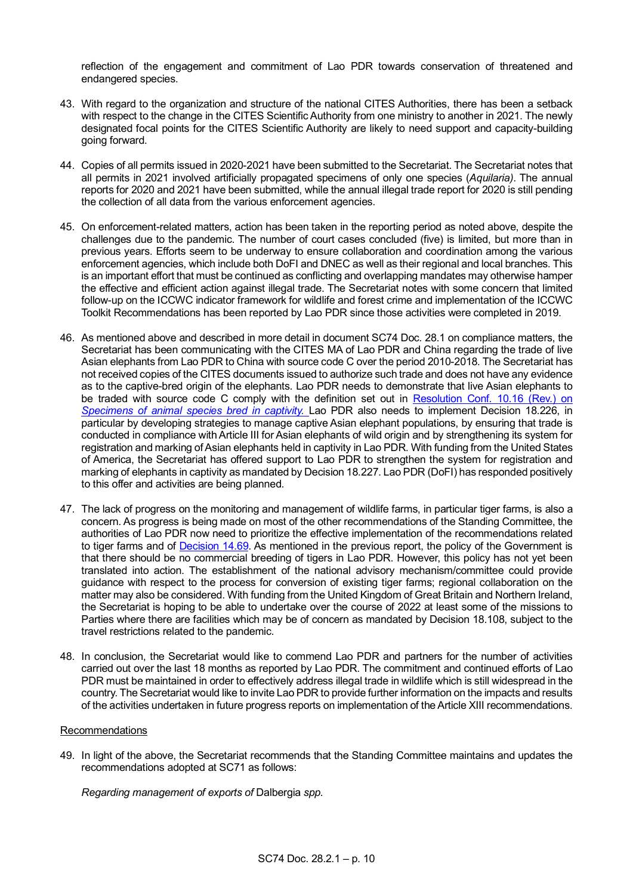reflection of the engagement and commitment of Lao PDR towards conservation of threatened and endangered species.

43. With regard to the organization and structure of the national CITES Authorities, there has been a setback with respect to the change in the CITES Scientific Authority from one ministry to another in 2021. The newly designated focal points for the CITES Scientific Authority are likely to need support and capacity-building going forward.

44. Copies of all permits issued in 2020-2021 have been submitted to the Secretariat. The Secretariat notes that all permits in 2021 involved artificially propagated specimens of only one species (*Aquilaria)*. The annual reports for 2020 and 2021 have been submitted, while the annual illegal trade report for 2020 is still pending the collection of all data from the various enforcement agencies.

45. On enforcement-related matters, action has been taken in the reporting period as noted above, despite the challenges due to the pandemic. The number of court cases concluded (five) is limited, but more than in previous years. Efforts seem to be underway to ensure collaboration and coordination among the various enforcement agencies, which include both DoFI and DNEC as well as their regional and local branches. This is an important effort that must be continued as conflicting and overlapping mandates may otherwise hamper the effective and efficient action against illegal trade. The Secretariat notes with some concern that limited follow-up on the ICCWC indicator framework for wildlife and forest crime and implementation of the ICCWC Toolkit Recommendations has been reported by Lao PDR since those activities were completed in 2019.

46. As mentioned above and described in more detail in document SC74 Doc. 28.1 on compliance matters, the Secretariat has been communicating with the CITES MA of Lao PDR and China regarding the trade of live Asian elephants from Lao PDR to China with source code C over the period 2010-2018. The Secretariat has not received copies of the CITES documents issued to authorize such trade and does not have any evidence as to the captive-bred origin of the elephants. Lao PDR needs to demonstrate that live Asian elephants to be traded with source code C comply with the definition set out in Resolution Conf. 10.16 (Rev.) on *Specimens of animal species bred in captivity.* Lao PDR also needs to implement Decision 18.226, in particular by developing strategies to manage captive Asian elephant populations, by ensuring that trade is conducted in compliance with Article III for Asian elephants of wild origin and by strengthening its system for registration and marking of Asian elephants held in captivity in Lao PDR. With funding from the United States of America, the Secretariat has offered support to Lao PDR to strengthen the system for registration and marking of elephants in captivity as mandated by Decision 18.227. Lao PDR (DoFI) has responded positively to this offer and activities are being planned.

47. The lack of progress on the monitoring and management of wildlife farms, in particular tiger farms, is also a concern. As progress is being made on most of the other recommendations of the Standing Committee, the authorities of Lao PDR now need to prioritize the effective implementation of the recommendations related to tiger farms and of Decision 14.69. As mentioned in the previous report, the policy of the Government is that there should be no commercial breeding of tigers in Lao PDR. However, this policy has not yet been translated into action. The establishment of the national advisory mechanism/committee could provide guidance with respect to the process for conversion of existing tiger farms; regional collaboration on the matter may also be considered. With funding from the United Kingdom of Great Britain and Northern Ireland, the Secretariat is hoping to be able to undertake over the course of 2022 at least some of the missions to Parties where there are facilities which may be of concern as mandated by Decision 18.108, subject to the travel restrictions related to the pandemic.

48. In conclusion, the Secretariat would like to commend Lao PDR and partners for the number of activities carried out over the last 18 months as reported by Lao PDR. The commitment and continued efforts of Lao PDR must be maintained in order to effectively address illegal trade in wildlife which is still widespread in the country. The Secretariat would like to invite Lao PDR to provide further information on the impacts and results of the activities undertaken in future progress reports on implementation of the Article XIII recommendations.

Recommendations

49. In light of the above, the Secretariat recommends that the Standing Committee maintains and updates the recommendations adopted at SC71 as follows:

*Regarding management of exports of* Dalbergia *spp.*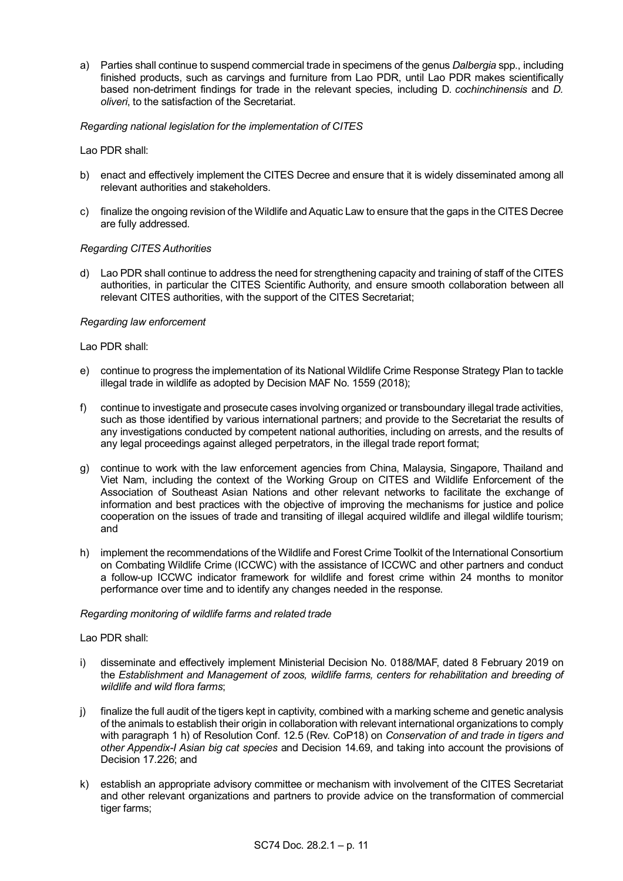a) Parties shall continue to suspend commercial trade in specimens of the genus *Dalbergia* spp., including finished products, such as carvings and furniture from Lao PDR, until Lao PDR makes scientifically based non-detriment findings for trade in the relevant species, including D. *cochinchinensis* and *D. oliveri*, to the satisfaction of the Secretariat.

*Regarding national legislation for the implementation of CITES*

Lao PDR shall:

b) enact and effectively implement the CITES Decree and ensure that it is widely disseminated among all relevant authorities and stakeholders.

c) finalize the ongoing revision of the Wildlife and Aquatic Law to ensure that the gaps in the CITES Decree are fully addressed.

*Regarding CITES Authorities*

d) Lao PDR shall continue to address the need for strengthening capacity and training of staff of the CITES authorities, in particular the CITES Scientific Authority, and ensure smooth collaboration between all relevant CITES authorities, with the support of the CITES Secretariat;

*Regarding law enforcement*

Lao PDR shall:

e) continue to progress the implementation of its National Wildlife Crime Response Strategy Plan to tackle illegal trade in wildlife as adopted by Decision MAF No. 1559 (2018);

f) continue to investigate and prosecute cases involving organized or transboundary illegal trade activities, such as those identified by various international partners; and provide to the Secretariat the results of any investigations conducted by competent national authorities, including on arrests, and the results of any legal proceedings against alleged perpetrators, in the illegal trade report format;

g) continue to work with the law enforcement agencies from China, Malaysia, Singapore, Thailand and Viet Nam, including the context of the Working Group on CITES and Wildlife Enforcement of the Association of Southeast Asian Nations and other relevant networks to facilitate the exchange of information and best practices with the objective of improving the mechanisms for justice and police cooperation on the issues of trade and transiting of illegal acquired wildlife and illegal wildlife tourism; and

h) implement the recommendations of the Wildlife and Forest Crime Toolkit of the International Consortium on Combating Wildlife Crime (ICCWC) with the assistance of ICCWC and other partners and conduct a follow-up ICCWC indicator framework for wildlife and forest crime within 24 months to monitor performance over time and to identify any changes needed in the response.

*Regarding monitoring of wildlife farms and related trade*

Lao PDR shall:

i) disseminate and effectively implement Ministerial Decision No. 0188/MAF, dated 8 February 2019 on the *Establishment and Management of zoos, wildlife farms, centers for rehabilitation and breeding of wildlife and wild flora farms*;

j) finalize the full audit of the tigers kept in captivity, combined with a marking scheme and genetic analysis of the animals to establish their origin in collaboration with relevant international organizations to comply with paragraph 1 h) of Resolution Conf. 12.5 (Rev. CoP18) on *Conservation of and trade in tigers and other Appendix-I Asian big cat species* and Decision 14.69, and taking into account the provisions of Decision 17.226; and

k) establish an appropriate advisory committee or mechanism with involvement of the CITES Secretariat and other relevant organizations and partners to provide advice on the transformation of commercial tiger farms;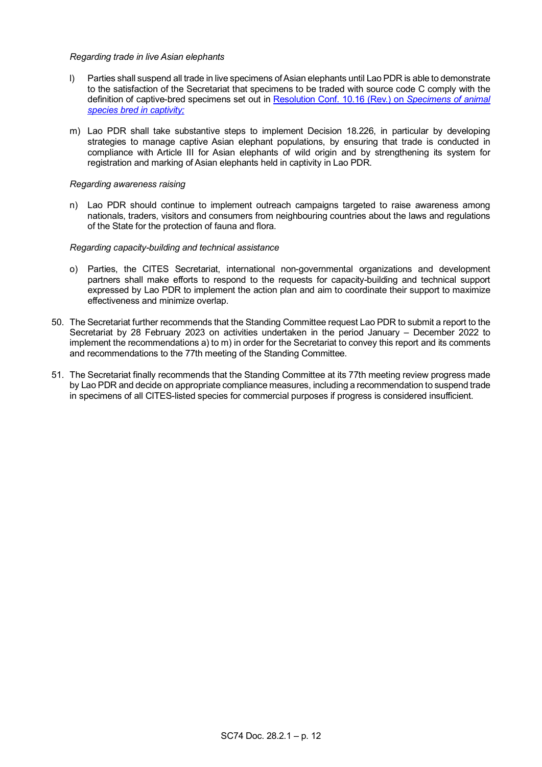*Regarding trade in live Asian elephants*

l) Parties shall suspend all trade in live specimens of Asian elephants until Lao PDR is able to demonstrate to the satisfaction of the Secretariat that specimens to be traded with source code C comply with the definition of captive-bred specimens set out in [Resolution Conf. 10.16 (Rev.) on *Specimens of animal species bred in captivity;*]

m) Lao PDR shall take substantive steps to implement Decision 18.226, in particular by developing strategies to manage captive Asian elephant populations, by ensuring that trade is conducted in compliance with Article III for Asian elephants of wild origin and by strengthening its system for registration and marking of Asian elephants held in captivity in Lao PDR.

*Regarding awareness raising*

n) Lao PDR should continue to implement outreach campaigns targeted to raise awareness among nationals, traders, visitors and consumers from neighbouring countries about the laws and regulations of the State for the protection of fauna and flora.

*Regarding capacity-building and technical assistance*

o) Parties, the CITES Secretariat, international non-governmental organizations and development partners shall make efforts to respond to the requests for capacity-building and technical support expressed by Lao PDR to implement the action plan and aim to coordinate their support to maximize effectiveness and minimize overlap.

50. The Secretariat further recommends that the Standing Committee request Lao PDR to submit a report to the Secretariat by 28 February 2023 on activities undertaken in the period January – December 2022 to implement the recommendations a) to m) in order for the Secretariat to convey this report and its comments and recommendations to the 77th meeting of the Standing Committee.

51. The Secretariat finally recommends that the Standing Committee at its 77th meeting review progress made by Lao PDR and decide on appropriate compliance measures, including a recommendation to suspend trade in specimens of all CITES-listed species for commercial purposes if progress is considered insufficient.